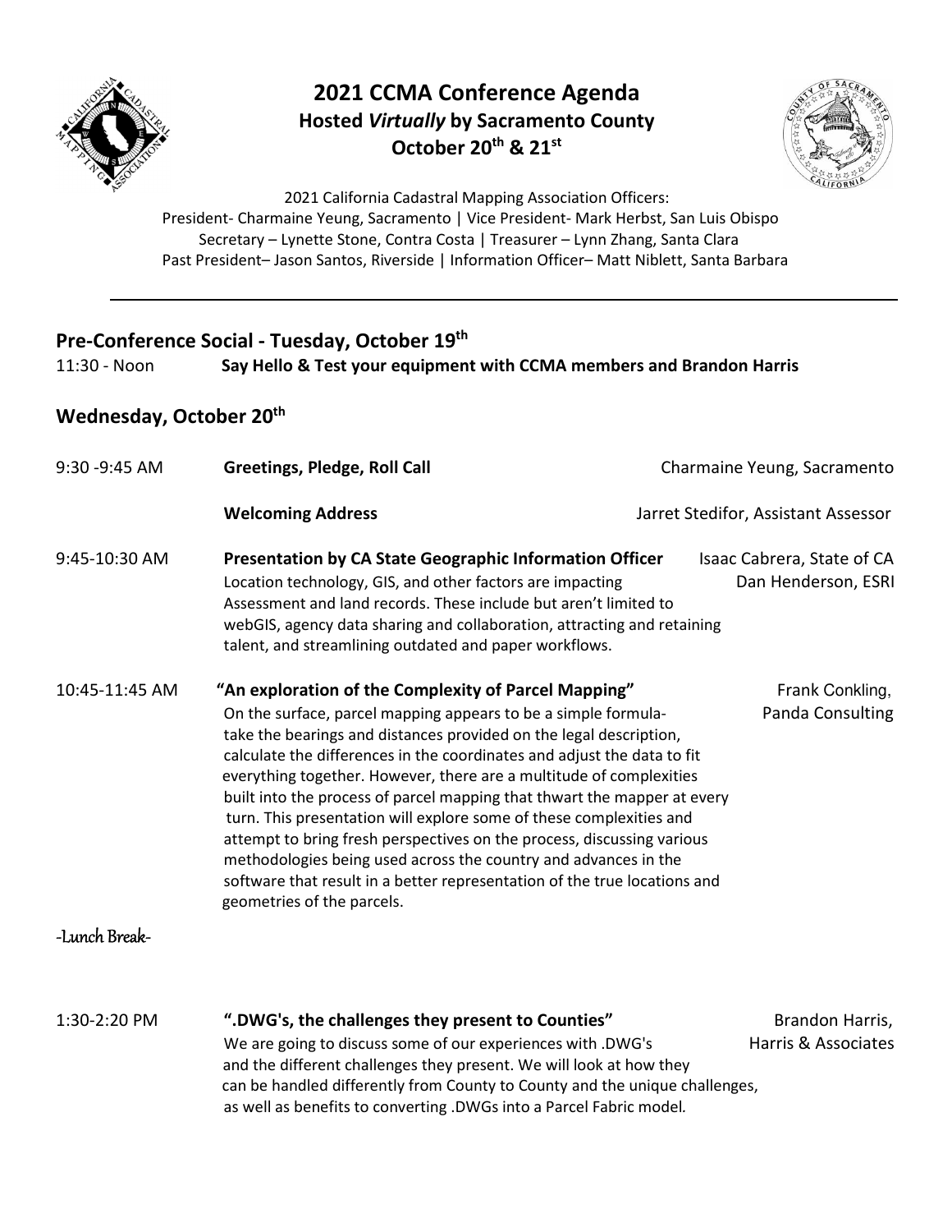# 2021 CCMA Conference Agenda

**Hosted *Virtually* by Sacramento County**

**October 20th & 21st**

2021 California Cadastral Mapping Association Officers:
President- Charmaine Yeung, Sacramento | Vice President- Mark Herbst, San Luis Obispo
Secretary – Lynette Stone, Contra Costa | Treasurer – Lynn Zhang, Santa Clara
Past President– Jason Santos, Riverside | Information Officer– Matt Niblett, Santa Barbara

---

## Pre-Conference Social - Tuesday, October 19th

11:30 - Noon **Say Hello & Test your equipment with CCMA members and Brandon Harris**

## Wednesday, October 20th

9:30 -9:45 AM **Greetings, Pledge, Roll Call** — Charmaine Yeung, Sacramento

**Welcoming Address** — Jarret Stedifor, Assistant Assessor

9:45-10:30 AM **Presentation by CA State Geographic Information Officer** — Isaac Cabrera, State of CA; Dan Henderson, ESRI

Location technology, GIS, and other factors are impacting Assessment and land records. These include but aren't limited to webGIS, agency data sharing and collaboration, attracting and retaining talent, and streamlining outdated and paper workflows.

10:45-11:45 AM **"An exploration of the Complexity of Parcel Mapping"** — Frank Conkling, Panda Consulting

On the surface, parcel mapping appears to be a simple formula- take the bearings and distances provided on the legal description, calculate the differences in the coordinates and adjust the data to fit everything together. However, there are a multitude of complexities built into the process of parcel mapping that thwart the mapper at every turn. This presentation will explore some of these complexities and attempt to bring fresh perspectives on the process, discussing various methodologies being used across the country and advances in the software that result in a better representation of the true locations and geometries of the parcels.

-Lunch Break-

1:30-2:20 PM **".DWG's, the challenges they present to Counties"** — Brandon Harris, Harris & Associates

We are going to discuss some of our experiences with .DWG's and the different challenges they present. We will look at how they can be handled differently from County to County and the unique challenges, as well as benefits to converting .DWGs into a Parcel Fabric model.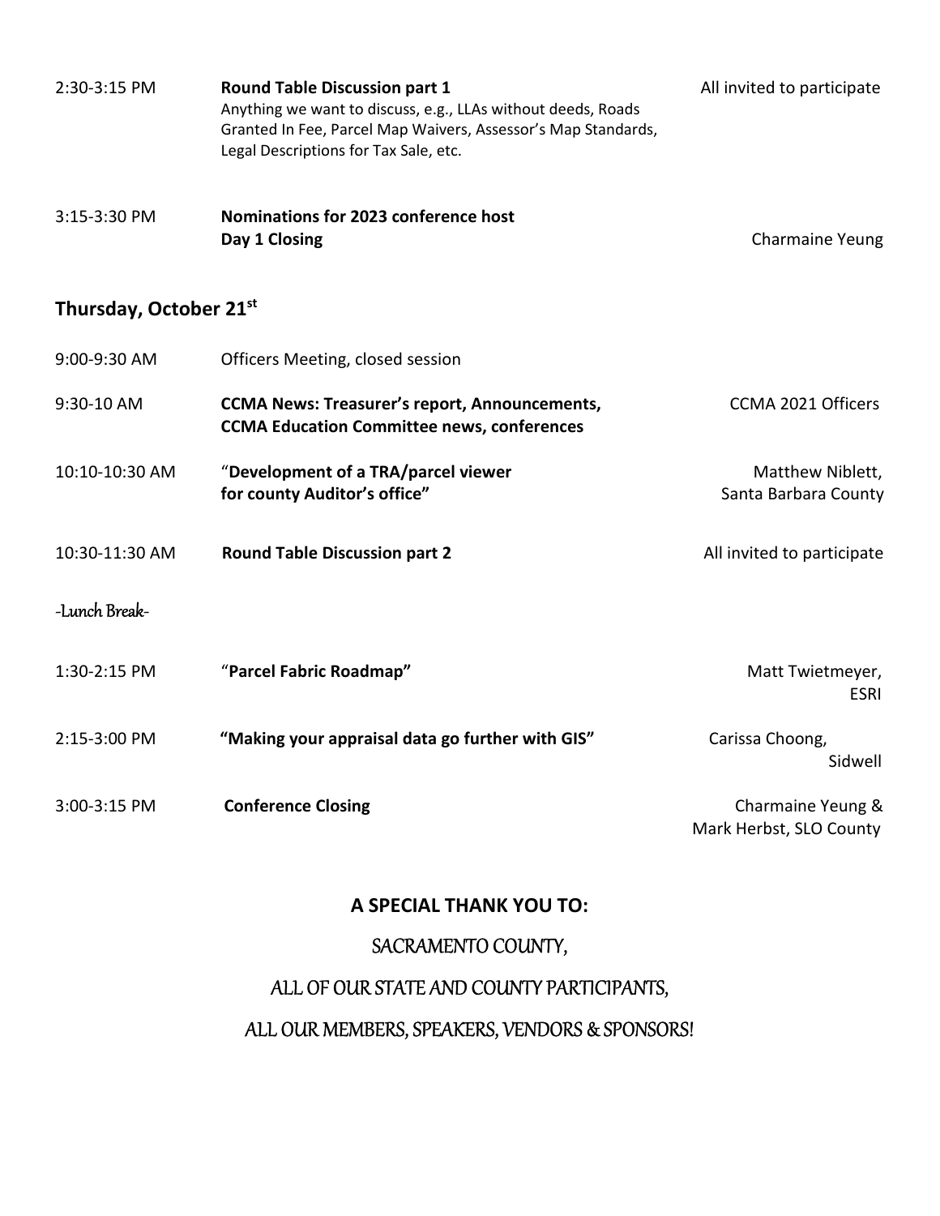| | | |
|---|---|---|
| 2:30-3:15 PM | **Round Table Discussion part 1**<br>Anything we want to discuss, e.g., LLAs without deeds, Roads Granted In Fee, Parcel Map Waivers, Assessor's Map Standards, Legal Descriptions for Tax Sale, etc. | All invited to participate |
| 3:15-3:30 PM | **Nominations for 2023 conference host**<br>**Day 1 Closing** | Charmaine Yeung |

## Thursday, October 21st

| | | |
|---|---|---|
| 9:00-9:30 AM | Officers Meeting, closed session | |
| 9:30-10 AM | **CCMA News: Treasurer's report, Announcements, CCMA Education Committee news, conferences** | CCMA 2021 Officers |
| 10:10-10:30 AM | "**Development of a TRA/parcel viewer for county Auditor's office"** | Matthew Niblett, Santa Barbara County |
| 10:30-11:30 AM | **Round Table Discussion part 2** | All invited to participate |
| -Lunch Break- | | |
| 1:30-2:15 PM | "**Parcel Fabric Roadmap"** | Matt Twietmeyer, ESRI |
| 2:15-3:00 PM | **"Making your appraisal data go further with GIS"** | Carissa Choong, Sidwell |
| 3:00-3:15 PM | **Conference Closing** | Charmaine Yeung & Mark Herbst, SLO County |

**A SPECIAL THANK YOU TO:**

SACRAMENTO COUNTY,

ALL OF OUR STATE AND COUNTY PARTICIPANTS,

ALL OUR MEMBERS, SPEAKERS, VENDORS & SPONSORS!